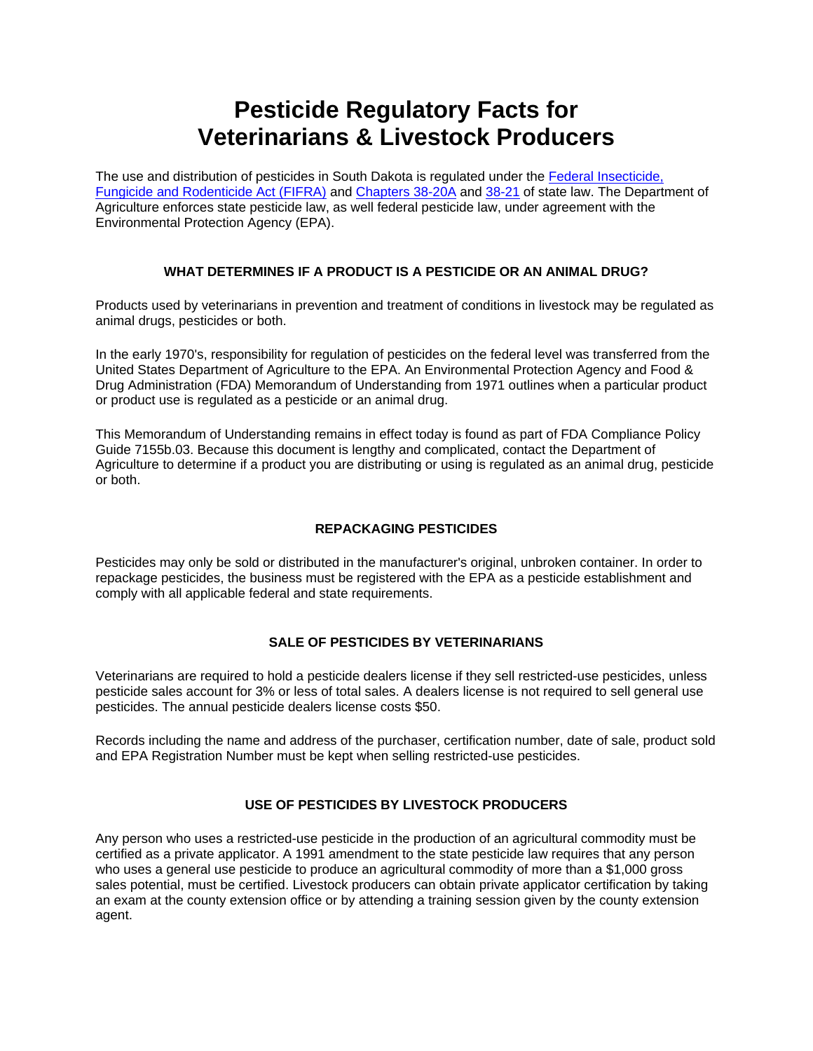# Pesticide Regulatory Facts for Veterinarians & Livestock Producers

The use and distribution of pesticides in South Dakota is regulated under the Federal Insecticide, Fungicide and Rodenticide Act (FIFRA) and Chapters 38-20A and 38-21 of state law. The Department of Agriculture enforces state pesticide law, as well federal pesticide law, under agreement with the Environmental Protection Agency (EPA).

## WHAT DETERMINES IF A PRODUCT IS A PESTICIDE OR AN ANIMAL DRUG?

Products used by veterinarians in prevention and treatment of conditions in livestock may be regulated as animal drugs, pesticides or both.

In the early 1970's, responsibility for regulation of pesticides on the federal level was transferred from the United States Department of Agriculture to the EPA. An Environmental Protection Agency and Food & Drug Administration (FDA) Memorandum of Understanding from 1971 outlines when a particular product or product use is regulated as a pesticide or an animal drug.

This Memorandum of Understanding remains in effect today is found as part of FDA Compliance Policy Guide 7155b.03. Because this document is lengthy and complicated, contact the Department of Agriculture to determine if a product you are distributing or using is regulated as an animal drug, pesticide or both.

## REPACKAGING PESTICIDES

Pesticides may only be sold or distributed in the manufacturer's original, unbroken container. In order to repackage pesticides, the business must be registered with the EPA as a pesticide establishment and comply with all applicable federal and state requirements.

## SALE OF PESTICIDES BY VETERINARIANS

Veterinarians are required to hold a pesticide dealers license if they sell restricted-use pesticides, unless pesticide sales account for 3% or less of total sales. A dealers license is not required to sell general use pesticides. The annual pesticide dealers license costs $50.

Records including the name and address of the purchaser, certification number, date of sale, product sold and EPA Registration Number must be kept when selling restricted-use pesticides.

## USE OF PESTICIDES BY LIVESTOCK PRODUCERS

Any person who uses a restricted-use pesticide in the production of an agricultural commodity must be certified as a private applicator. A 1991 amendment to the state pesticide law requires that any person who uses a general use pesticide to produce an agricultural commodity of more than a $1,000 gross sales potential, must be certified. Livestock producers can obtain private applicator certification by taking an exam at the county extension office or by attending a training session given by the county extension agent.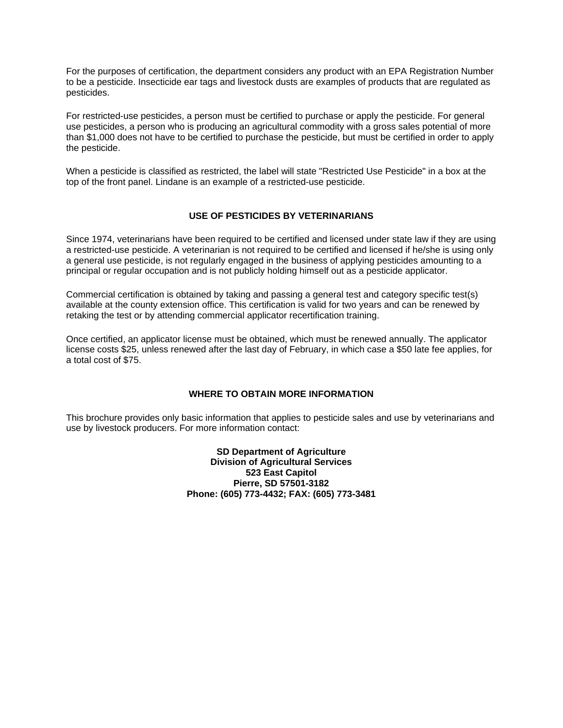For the purposes of certification, the department considers any product with an EPA Registration Number to be a pesticide. Insecticide ear tags and livestock dusts are examples of products that are regulated as pesticides.

For restricted-use pesticides, a person must be certified to purchase or apply the pesticide. For general use pesticides, a person who is producing an agricultural commodity with a gross sales potential of more than $1,000 does not have to be certified to purchase the pesticide, but must be certified in order to apply the pesticide.

When a pesticide is classified as restricted, the label will state "Restricted Use Pesticide" in a box at the top of the front panel. Lindane is an example of a restricted-use pesticide.

## USE OF PESTICIDES BY VETERINARIANS

Since 1974, veterinarians have been required to be certified and licensed under state law if they are using a restricted-use pesticide. A veterinarian is not required to be certified and licensed if he/she is using only a general use pesticide, is not regularly engaged in the business of applying pesticides amounting to a principal or regular occupation and is not publicly holding himself out as a pesticide applicator.

Commercial certification is obtained by taking and passing a general test and category specific test(s) available at the county extension office. This certification is valid for two years and can be renewed by retaking the test or by attending commercial applicator recertification training.

Once certified, an applicator license must be obtained, which must be renewed annually. The applicator license costs $25, unless renewed after the last day of February, in which case a $50 late fee applies, for a total cost of $75.

## WHERE TO OBTAIN MORE INFORMATION

This brochure provides only basic information that applies to pesticide sales and use by veterinarians and use by livestock producers. For more information contact:

**SD Department of Agriculture**
**Division of Agricultural Services**
**523 East Capitol**
**Pierre, SD 57501-3182**
**Phone: (605) 773-4432; FAX: (605) 773-3481**